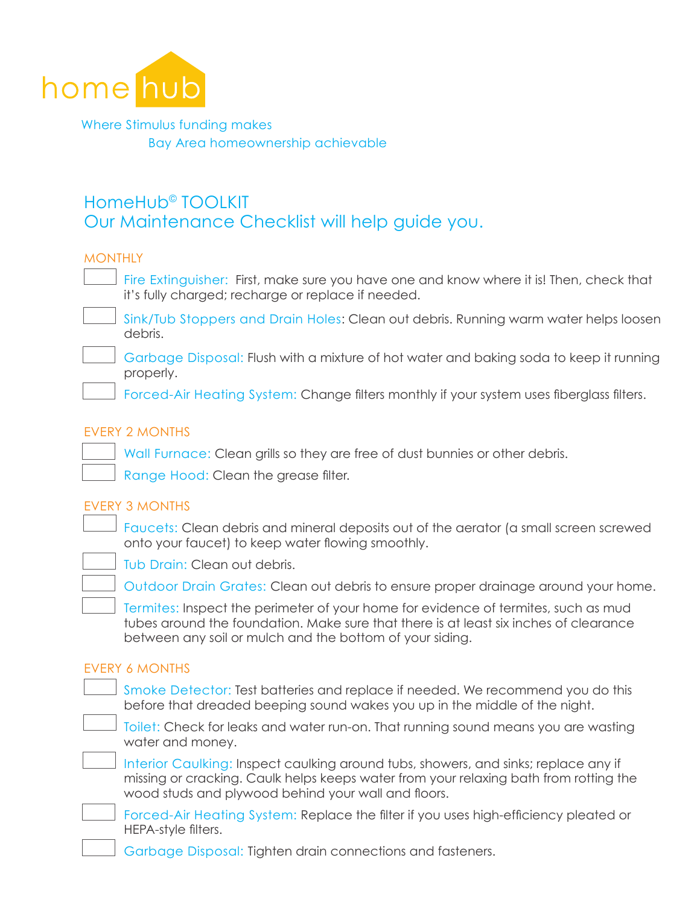home hub

Where Stimulus funding makes
Bay Area homeownership achievable

# HomeHub© TOOLKIT
## Our Maintenance Checklist will help guide you.

### MONTHLY

- [ ] Fire Extinguisher: First, make sure you have one and know where it is! Then, check that it's fully charged; recharge or replace if needed.
- [ ] Sink/Tub Stoppers and Drain Holes: Clean out debris. Running warm water helps loosen debris.
- [ ] Garbage Disposal: Flush with a mixture of hot water and baking soda to keep it running properly.
- [ ] Forced-Air Heating System: Change filters monthly if your system uses fiberglass filters.

### EVERY 2 MONTHS

- [ ] Wall Furnace: Clean grills so they are free of dust bunnies or other debris.
- [ ] Range Hood: Clean the grease filter.

### EVERY 3 MONTHS

- [ ] Faucets: Clean debris and mineral deposits out of the aerator (a small screen screwed onto your faucet) to keep water flowing smoothly.
- [ ] Tub Drain: Clean out debris.
- [ ] Outdoor Drain Grates: Clean out debris to ensure proper drainage around your home.
- [ ] Termites: Inspect the perimeter of your home for evidence of termites, such as mud tubes around the foundation. Make sure that there is at least six inches of clearance between any soil or mulch and the bottom of your siding.

### EVERY 6 MONTHS

- [ ] Smoke Detector: Test batteries and replace if needed. We recommend you do this before that dreaded beeping sound wakes you up in the middle of the night.
- [ ] Toilet: Check for leaks and water run-on. That running sound means you are wasting water and money.
- [ ] Interior Caulking: Inspect caulking around tubs, showers, and sinks; replace any if missing or cracking. Caulk helps keeps water from your relaxing bath from rotting the wood studs and plywood behind your wall and floors.
- [ ] Forced-Air Heating System: Replace the filter if you uses high-efficiency pleated or HEPA-style filters.
- [ ] Garbage Disposal: Tighten drain connections and fasteners.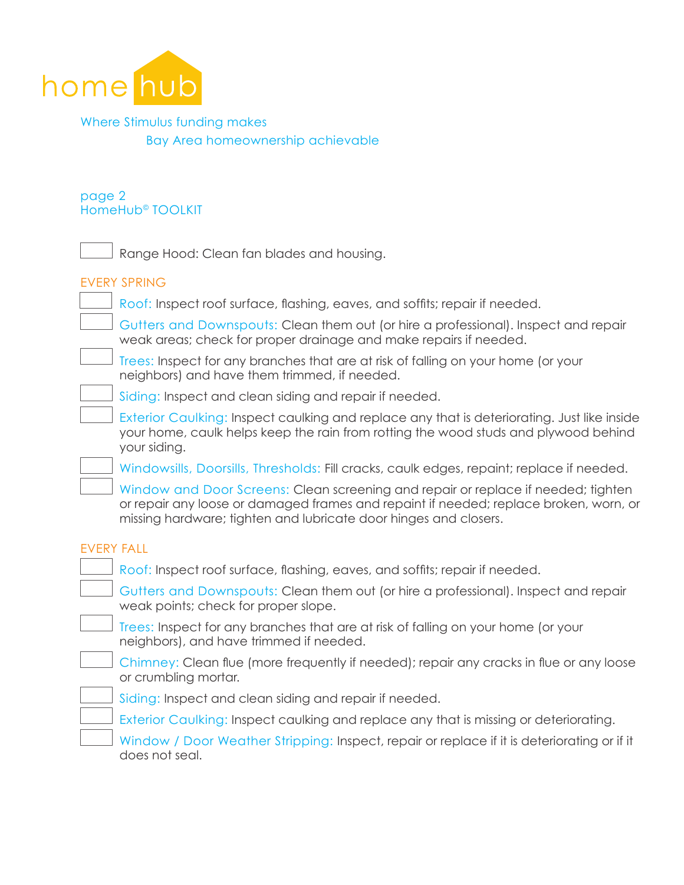home hub

Where Stimulus funding makes
Bay Area homeownership achievable

page 2
HomeHub© TOOLKIT

- [ ] Range Hood: Clean fan blades and housing.

## EVERY SPRING

- [ ] Roof: Inspect roof surface, flashing, eaves, and soffits; repair if needed.
- [ ] Gutters and Downspouts: Clean them out (or hire a professional). Inspect and repair weak areas; check for proper drainage and make repairs if needed.
- [ ] Trees: Inspect for any branches that are at risk of falling on your home (or your neighbors) and have them trimmed, if needed.
- [ ] Siding: Inspect and clean siding and repair if needed.
- [ ] Exterior Caulking: Inspect caulking and replace any that is deteriorating. Just like inside your home, caulk helps keep the rain from rotting the wood studs and plywood behind your siding.
- [ ] Windowsills, Doorsills, Thresholds: Fill cracks, caulk edges, repaint; replace if needed.
- [ ] Window and Door Screens: Clean screening and repair or replace if needed; tighten or repair any loose or damaged frames and repaint if needed; replace broken, worn, or missing hardware; tighten and lubricate door hinges and closers.

## EVERY FALL

- [ ] Roof: Inspect roof surface, flashing, eaves, and soffits; repair if needed.
- [ ] Gutters and Downspouts: Clean them out (or hire a professional). Inspect and repair weak points; check for proper slope.
- [ ] Trees: Inspect for any branches that are at risk of falling on your home (or your neighbors), and have trimmed if needed.
- [ ] Chimney: Clean flue (more frequently if needed); repair any cracks in flue or any loose or crumbling mortar.
- [ ] Siding: Inspect and clean siding and repair if needed.
- [ ] Exterior Caulking: Inspect caulking and replace any that is missing or deteriorating.
- [ ] Window / Door Weather Stripping: Inspect, repair or replace if it is deteriorating or if it does not seal.